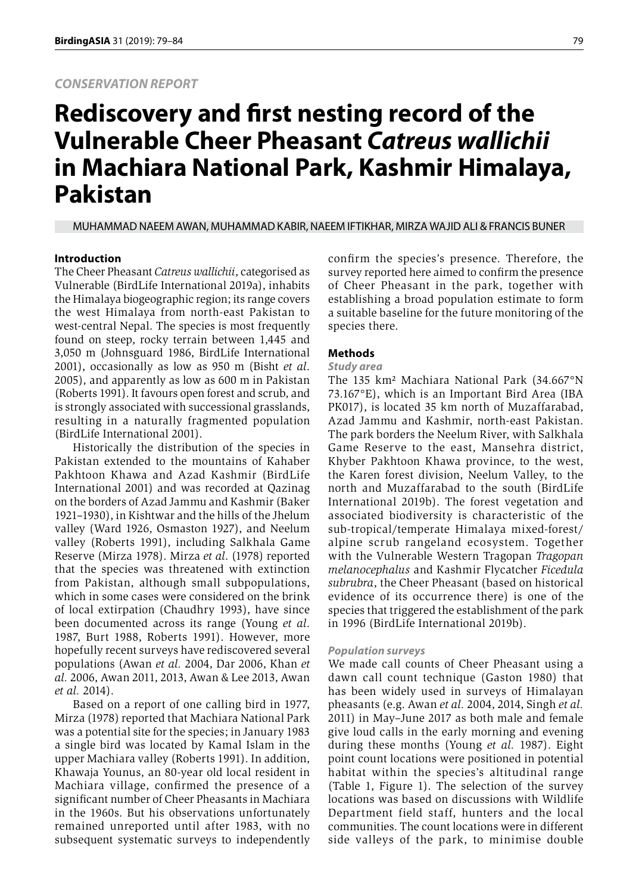*CONSERVATION REPORT*

# Rediscovery and first nesting record of the Vulnerable Cheer Pheasant *Catreus wallichii* in Machiara National Park, Kashmir Himalaya, Pakistan

MUHAMMAD NAEEM AWAN, MUHAMMAD KABIR, NAEEM IFTIKHAR, MIRZA WAJID ALI & FRANCIS BUNER

## Introduction

The Cheer Pheasant *Catreus wallichii*, categorised as Vulnerable (BirdLife International 2019a), inhabits the Himalaya biogeographic region; its range covers the west Himalaya from north-east Pakistan to west-central Nepal. The species is most frequently found on steep, rocky terrain between 1,445 and 3,050 m (Johnsguard 1986, BirdLife International 2001), occasionally as low as 950 m (Bisht *et al*. 2005), and apparently as low as 600 m in Pakistan (Roberts 1991). It favours open forest and scrub, and is strongly associated with successional grasslands, resulting in a naturally fragmented population (BirdLife International 2001).

Historically the distribution of the species in Pakistan extended to the mountains of Kahaber Pakhtoon Khawa and Azad Kashmir (BirdLife International 2001) and was recorded at Qazinag on the borders of Azad Jammu and Kashmir (Baker 1921–1930), in Kishtwar and the hills of the Jhelum valley (Ward 1926, Osmaston 1927), and Neelum valley (Roberts 1991), including Salkhala Game Reserve (Mirza 1978). Mirza *et al.* (1978) reported that the species was threatened with extinction from Pakistan, although small subpopulations, which in some cases were considered on the brink of local extirpation (Chaudhry 1993), have since been documented across its range (Young *et al*. 1987, Burt 1988, Roberts 1991). However, more hopefully recent surveys have rediscovered several populations (Awan *et al.* 2004, Dar 2006, Khan *et al.* 2006, Awan 2011, 2013, Awan & Lee 2013, Awan *et al.* 2014).

Based on a report of one calling bird in 1977, Mirza (1978) reported that Machiara National Park was a potential site for the species; in January 1983 a single bird was located by Kamal Islam in the upper Machiara valley (Roberts 1991). In addition, Khawaja Younus, an 80-year old local resident in Machiara village, confirmed the presence of a significant number of Cheer Pheasants in Machiara in the 1960s. But his observations unfortunately remained unreported until after 1983, with no subsequent systematic surveys to independently confirm the species's presence. Therefore, the survey reported here aimed to confirm the presence of Cheer Pheasant in the park, together with establishing a broad population estimate to form a suitable baseline for the future monitoring of the species there.

## Methods

### *Study area*

The 135 km² Machiara National Park (34.667°N 73.167°E), which is an Important Bird Area (IBA PK017), is located 35 km north of Muzaffarabad, Azad Jammu and Kashmir, north-east Pakistan. The park borders the Neelum River, with Salkhala Game Reserve to the east, Mansehra district, Khyber Pakhtoon Khawa province, to the west, the Karen forest division, Neelum Valley, to the north and Muzaffarabad to the south (BirdLife International 2019b). The forest vegetation and associated biodiversity is characteristic of the sub-tropical/temperate Himalaya mixed-forest/alpine scrub rangeland ecosystem. Together with the Vulnerable Western Tragopan *Tragopan melanocephalus* and Kashmir Flycatcher *Ficedula subrubra*, the Cheer Pheasant (based on historical evidence of its occurrence there) is one of the species that triggered the establishment of the park in 1996 (BirdLife International 2019b).

### *Population surveys*

We made call counts of Cheer Pheasant using a dawn call count technique (Gaston 1980) that has been widely used in surveys of Himalayan pheasants (e.g. Awan *et al.* 2004, 2014, Singh *et al.* 2011) in May–June 2017 as both male and female give loud calls in the early morning and evening during these months (Young *et al.* 1987). Eight point count locations were positioned in potential habitat within the species's altitudinal range (Table 1, Figure 1). The selection of the survey locations was based on discussions with Wildlife Department field staff, hunters and the local communities. The count locations were in different side valleys of the park, to minimise double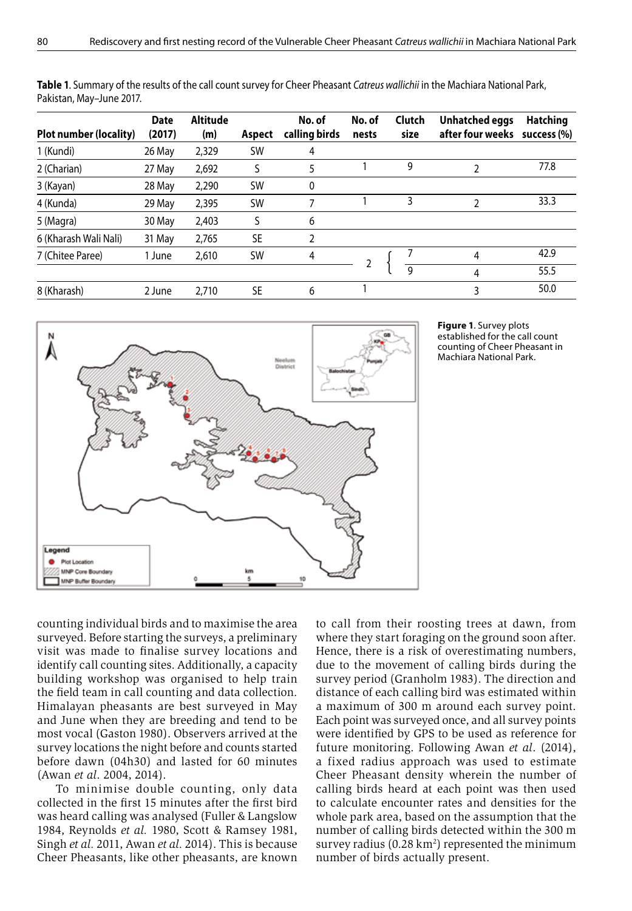**Table 1**. Summary of the results of the call count survey for Cheer Pheasant *Catreus wallichii* in the Machiara National Park, Pakistan, May–June 2017.

| Plot number (locality) | Date (2017) | Altitude (m) | Aspect | No. of calling birds | No. of nests | Clutch size | Unhatched eggs after four weeks | Hatching success (%) |
|---|---|---|---|---|---|---|---|---|
| 1 (Kundi) | 26 May | 2,329 | SW | 4 | | | | |
| 2 (Charian) | 27 May | 2,692 | S | 5 | 1 | 9 | 2 | 77.8 |
| 3 (Kayan) | 28 May | 2,290 | SW | 0 | | | | |
| 4 (Kunda) | 29 May | 2,395 | SW | 7 | 1 | 3 | 2 | 33.3 |
| 5 (Magra) | 30 May | 2,403 | S | 6 | | | | |
| 6 (Kharash Wali Nali) | 31 May | 2,765 | SE | 2 | | | | |
| 7 (Chitee Paree) | 1 June | 2,610 | SW | 4 | 2 | 7 | 4 | 42.9 |
| | | | | | | 9 | 4 | 55.5 |
| 8 (Kharash) | 2 June | 2,710 | SE | 6 | 1 | | 3 | 50.0 |

**Figure 1**. Survey plots established for the call count counting of Cheer Pheasant in Machiara National Park.

counting individual birds and to maximise the area surveyed. Before starting the surveys, a preliminary visit was made to finalise survey locations and identify call counting sites. Additionally, a capacity building workshop was organised to help train the field team in call counting and data collection. Himalayan pheasants are best surveyed in May and June when they are breeding and tend to be most vocal (Gaston 1980). Observers arrived at the survey locations the night before and counts started before dawn (04h30) and lasted for 60 minutes (Awan *et al*. 2004, 2014).

To minimise double counting, only data collected in the first 15 minutes after the first bird was heard calling was analysed (Fuller & Langslow 1984, Reynolds *et al.* 1980, Scott & Ramsey 1981, Singh *et al.* 2011, Awan *et al.* 2014). This is because Cheer Pheasants, like other pheasants, are known to call from their roosting trees at dawn, from where they start foraging on the ground soon after. Hence, there is a risk of overestimating numbers, due to the movement of calling birds during the survey period (Granholm 1983). The direction and distance of each calling bird was estimated within a maximum of 300 m around each survey point. Each point was surveyed once, and all survey points were identified by GPS to be used as reference for future monitoring. Following Awan *et al*. (2014), a fixed radius approach was used to estimate Cheer Pheasant density wherein the number of calling birds heard at each point was then used to calculate encounter rates and densities for the whole park area, based on the assumption that the number of calling birds detected within the 300 m survey radius (0.28 $km^2$) represented the minimum number of birds actually present.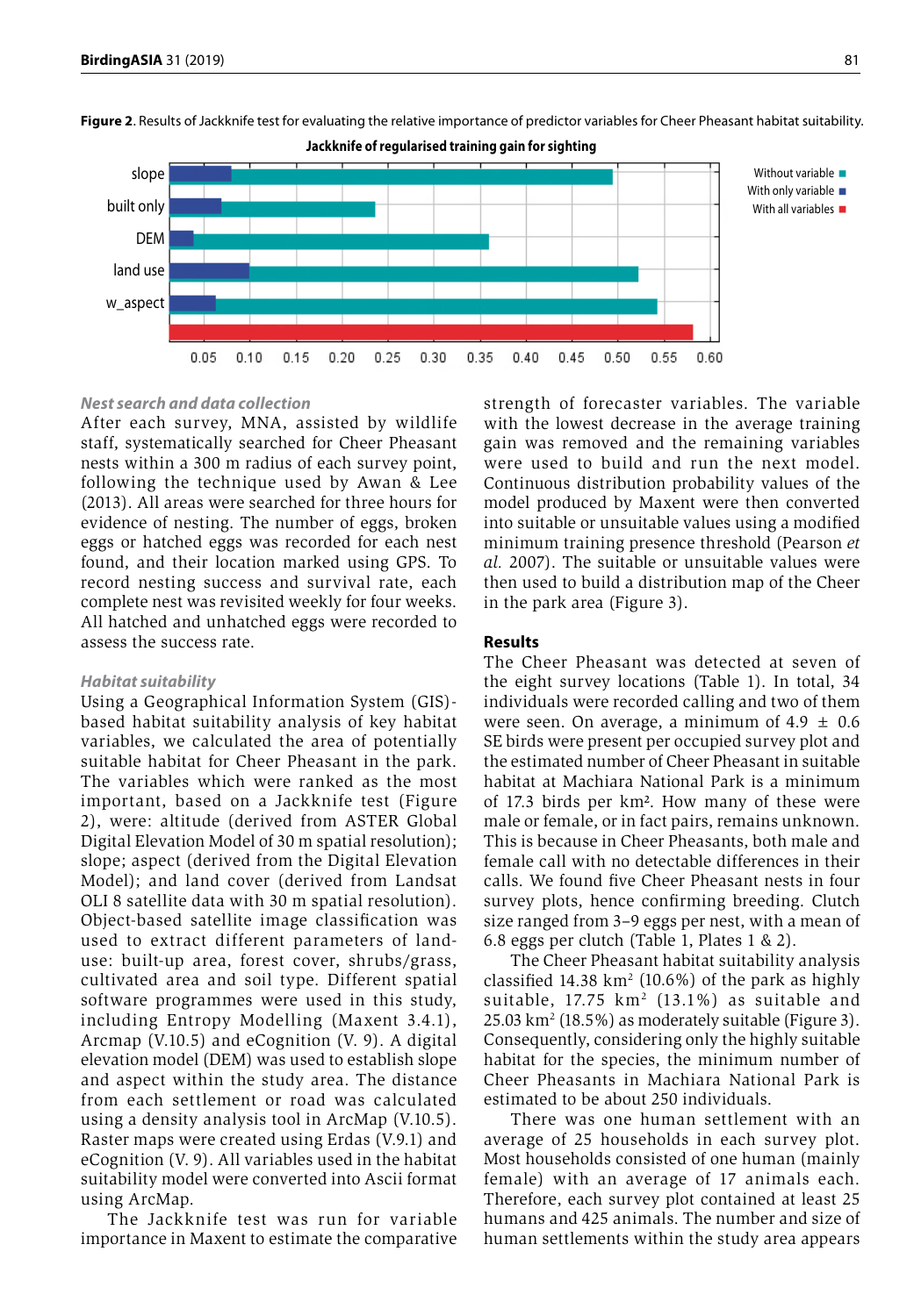**Figure 2**. Results of Jackknife test for evaluating the relative importance of predictor variables for Cheer Pheasant habitat suitability.

### Nest search and data collection

After each survey, MNA, assisted by wildlife staff, systematically searched for Cheer Pheasant nests within a 300 m radius of each survey point, following the technique used by Awan & Lee (2013). All areas were searched for three hours for evidence of nesting. The number of eggs, broken eggs or hatched eggs was recorded for each nest found, and their location marked using GPS. To record nesting success and survival rate, each complete nest was revisited weekly for four weeks. All hatched and unhatched eggs were recorded to assess the success rate.

### Habitat suitability

Using a Geographical Information System (GIS)-based habitat suitability analysis of key habitat variables, we calculated the area of potentially suitable habitat for Cheer Pheasant in the park. The variables which were ranked as the most important, based on a Jackknife test (Figure 2), were: altitude (derived from ASTER Global Digital Elevation Model of 30 m spatial resolution); slope; aspect (derived from the Digital Elevation Model); and land cover (derived from Landsat OLI 8 satellite data with 30 m spatial resolution). Object-based satellite image classification was used to extract different parameters of land-use: built-up area, forest cover, shrubs/grass, cultivated area and soil type. Different spatial software programmes were used in this study, including Entropy Modelling (Maxent 3.4.1), Arcmap (V.10.5) and eCognition (V. 9). A digital elevation model (DEM) was used to establish slope and aspect within the study area. The distance from each settlement or road was calculated using a density analysis tool in ArcMap (V.10.5). Raster maps were created using Erdas (V.9.1) and eCognition (V. 9). All variables used in the habitat suitability model were converted into Ascii format using ArcMap.

The Jackknife test was run for variable importance in Maxent to estimate the comparative strength of forecaster variables. The variable with the lowest decrease in the average training gain was removed and the remaining variables were used to build and run the next model. Continuous distribution probability values of the model produced by Maxent were then converted into suitable or unsuitable values using a modified minimum training presence threshold (Pearson *et al.* 2007). The suitable or unsuitable values were then used to build a distribution map of the Cheer in the park area (Figure 3).

## Results

The Cheer Pheasant was detected at seven of the eight survey locations (Table 1). In total, 34 individuals were recorded calling and two of them were seen. On average, a minimum of 4.9 ± 0.6 SE birds were present per occupied survey plot and the estimated number of Cheer Pheasant in suitable habitat at Machiara National Park is a minimum of 17.3 birds per km². How many of these were male or female, or in fact pairs, remains unknown. This is because in Cheer Pheasants, both male and female call with no detectable differences in their calls. We found five Cheer Pheasant nests in four survey plots, hence confirming breeding. Clutch size ranged from 3–9 eggs per nest, with a mean of 6.8 eggs per clutch (Table 1, Plates 1 & 2).

The Cheer Pheasant habitat suitability analysis classified 14.38 km$^2$ (10.6%) of the park as highly suitable, 17.75 km$^2$ (13.1%) as suitable and 25.03 km$^2$ (18.5%) as moderately suitable (Figure 3). Consequently, considering only the highly suitable habitat for the species, the minimum number of Cheer Pheasants in Machiara National Park is estimated to be about 250 individuals.

There was one human settlement with an average of 25 households in each survey plot. Most households consisted of one human (mainly female) with an average of 17 animals each. Therefore, each survey plot contained at least 25 humans and 425 animals. The number and size of human settlements within the study area appears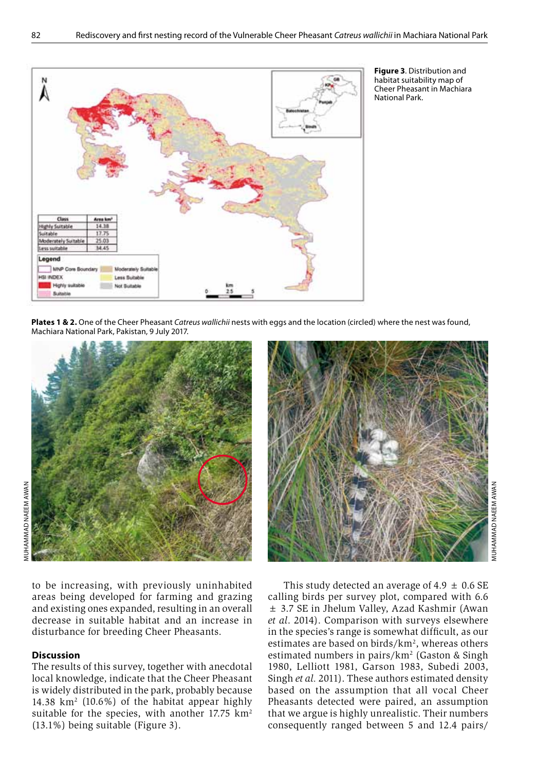**Figure 3**. Distribution and habitat suitability map of Cheer Pheasant in Machiara National Park.

**Plates 1 & 2.** One of the Cheer Pheasant *Catreus wallichii* nests with eggs and the location (circled) where the nest was found, Machiara National Park, Pakistan, 9 July 2017.

to be increasing, with previously uninhabited areas being developed for farming and grazing and existing ones expanded, resulting in an overall decrease in suitable habitat and an increase in disturbance for breeding Cheer Pheasants.

## Discussion

The results of this survey, together with anecdotal local knowledge, indicate that the Cheer Pheasant is widely distributed in the park, probably because 14.38 km$^2$ (10.6%) of the habitat appear highly suitable for the species, with another 17.75 km$^2$ (13.1%) being suitable (Figure 3).

This study detected an average of 4.9 ± 0.6 SE calling birds per survey plot, compared with 6.6 ± 3.7 SE in Jhelum Valley, Azad Kashmir (Awan *et al*. 2014). Comparison with surveys elsewhere in the species's range is somewhat difficult, as our estimates are based on birds/km$^2$, whereas others estimated numbers in pairs/km$^2$ (Gaston & Singh 1980, Lelliott 1981, Garson 1983, Subedi 2003, Singh *et al.* 2011). These authors estimated density based on the assumption that all vocal Cheer Pheasants detected were paired, an assumption that we argue is highly unrealistic. Their numbers consequently ranged between 5 and 12.4 pairs/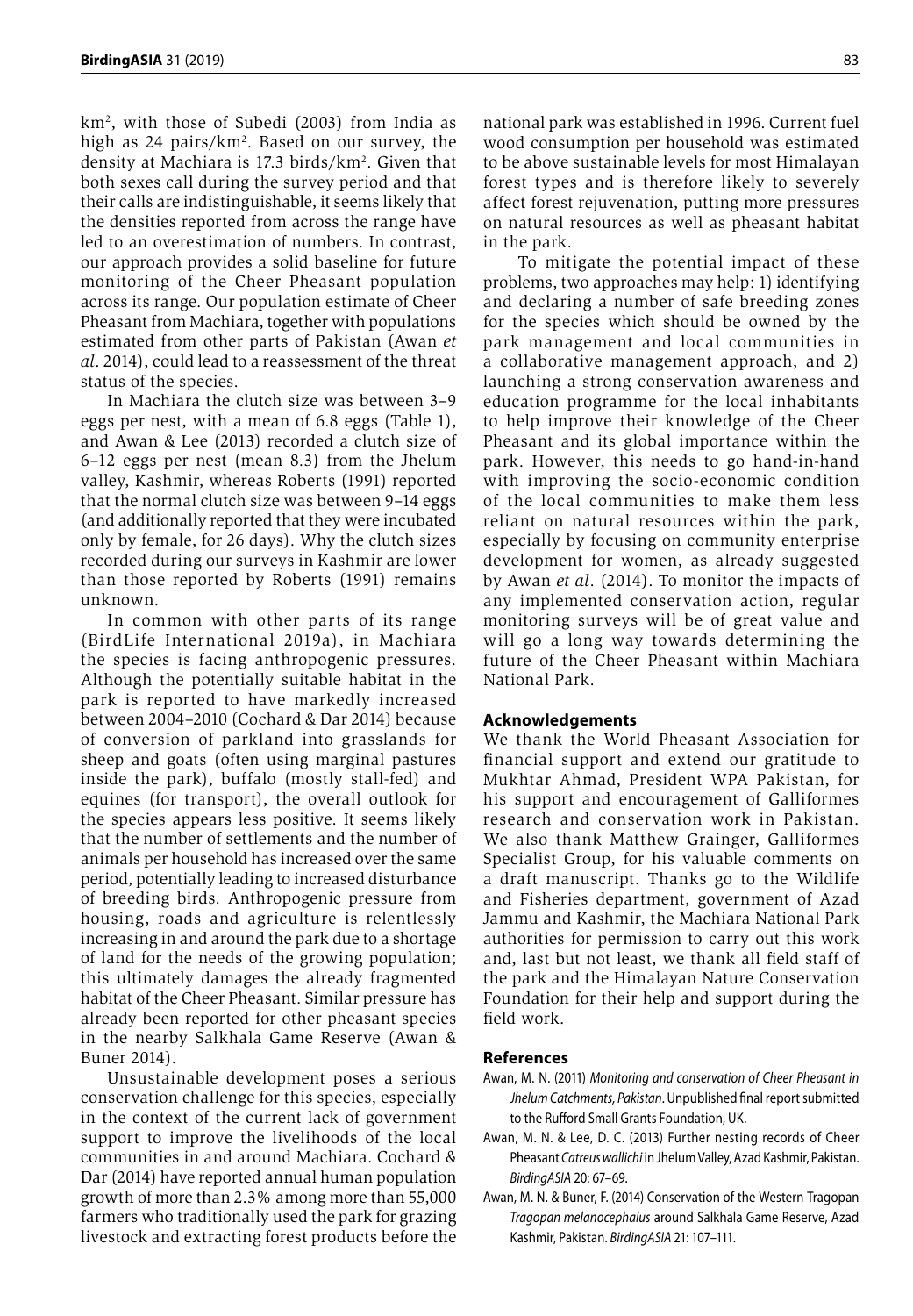km$^2$, with those of Subedi (2003) from India as high as 24 pairs/km$^2$. Based on our survey, the density at Machiara is 17.3 birds/km$^2$. Given that both sexes call during the survey period and that their calls are indistinguishable, it seems likely that the densities reported from across the range have led to an overestimation of numbers. In contrast, our approach provides a solid baseline for future monitoring of the Cheer Pheasant population across its range. Our population estimate of Cheer Pheasant from Machiara, together with populations estimated from other parts of Pakistan (Awan *et al*. 2014), could lead to a reassessment of the threat status of the species.

In Machiara the clutch size was between 3–9 eggs per nest, with a mean of 6.8 eggs (Table 1), and Awan & Lee (2013) recorded a clutch size of 6–12 eggs per nest (mean 8.3) from the Jhelum valley, Kashmir, whereas Roberts (1991) reported that the normal clutch size was between 9–14 eggs (and additionally reported that they were incubated only by female, for 26 days). Why the clutch sizes recorded during our surveys in Kashmir are lower than those reported by Roberts (1991) remains unknown.

In common with other parts of its range (BirdLife International 2019a), in Machiara the species is facing anthropogenic pressures. Although the potentially suitable habitat in the park is reported to have markedly increased between 2004–2010 (Cochard & Dar 2014) because of conversion of parkland into grasslands for sheep and goats (often using marginal pastures inside the park), buffalo (mostly stall-fed) and equines (for transport), the overall outlook for the species appears less positive. It seems likely that the number of settlements and the number of animals per household has increased over the same period, potentially leading to increased disturbance of breeding birds. Anthropogenic pressure from housing, roads and agriculture is relentlessly increasing in and around the park due to a shortage of land for the needs of the growing population; this ultimately damages the already fragmented habitat of the Cheer Pheasant. Similar pressure has already been reported for other pheasant species in the nearby Salkhala Game Reserve (Awan & Buner 2014).

Unsustainable development poses a serious conservation challenge for this species, especially in the context of the current lack of government support to improve the livelihoods of the local communities in and around Machiara. Cochard & Dar (2014) have reported annual human population growth of more than 2.3% among more than 55,000 farmers who traditionally used the park for grazing livestock and extracting forest products before the national park was established in 1996. Current fuel wood consumption per household was estimated to be above sustainable levels for most Himalayan forest types and is therefore likely to severely affect forest rejuvenation, putting more pressures on natural resources as well as pheasant habitat in the park.

To mitigate the potential impact of these problems, two approaches may help: 1) identifying and declaring a number of safe breeding zones for the species which should be owned by the park management and local communities in a collaborative management approach, and 2) launching a strong conservation awareness and education programme for the local inhabitants to help improve their knowledge of the Cheer Pheasant and its global importance within the park. However, this needs to go hand-in-hand with improving the socio-economic condition of the local communities to make them less reliant on natural resources within the park, especially by focusing on community enterprise development for women, as already suggested by Awan *et al*. (2014). To monitor the impacts of any implemented conservation action, regular monitoring surveys will be of great value and will go a long way towards determining the future of the Cheer Pheasant within Machiara National Park.

## Acknowledgements

We thank the World Pheasant Association for financial support and extend our gratitude to Mukhtar Ahmad, President WPA Pakistan, for his support and encouragement of Galliformes research and conservation work in Pakistan. We also thank Matthew Grainger, Galliformes Specialist Group, for his valuable comments on a draft manuscript. Thanks go to the Wildlife and Fisheries department, government of Azad Jammu and Kashmir, the Machiara National Park authorities for permission to carry out this work and, last but not least, we thank all field staff of the park and the Himalayan Nature Conservation Foundation for their help and support during the field work.

## References

Awan, M. N. (2011) *Monitoring and conservation of Cheer Pheasant in Jhelum Catchments, Pakistan*. Unpublished final report submitted to the Rufford Small Grants Foundation, UK.

Awan, M. N. & Lee, D. C. (2013) Further nesting records of Cheer Pheasant *Catreus wallichi* in Jhelum Valley, Azad Kashmir, Pakistan. *BirdingASIA* 20: 67–69.

Awan, M. N. & Buner, F. (2014) Conservation of the Western Tragopan *Tragopan melanocephalus* around Salkhala Game Reserve, Azad Kashmir, Pakistan. *BirdingASIA* 21: 107–111.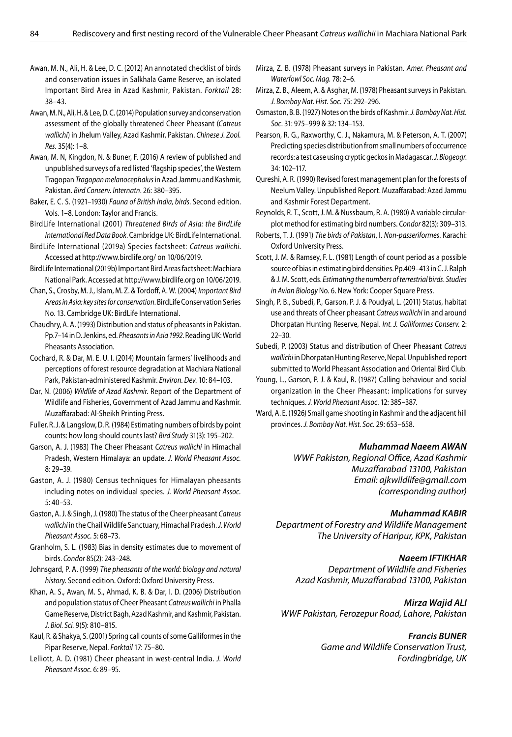Awan, M. N., Ali, H. & Lee, D. C. (2012) An annotated checklist of birds and conservation issues in Salkhala Game Reserve, an isolated Important Bird Area in Azad Kashmir, Pakistan. *Forktail* 28: 38–43.

Awan, M. N., Ali, H. & Lee, D. C. (2014) Population survey and conservation assessment of the globally threatened Cheer Pheasant (*Catreus wallichi*) in Jhelum Valley, Azad Kashmir, Pakistan. *Chinese J. Zool. Res.* 35(4): 1–8.

Awan, M. N, Kingdon, N. & Buner, F. (2016) A review of published and unpublished surveys of a red listed 'flagship species', the Western Tragopan *Tragopan melanocephalus* in Azad Jammu and Kashmir, Pakistan. *Bird Conserv. Internatn*. 26: 380–395.

Baker, E. C. S. (1921–1930) *Fauna of British India, birds*. Second edition. Vols. 1–8. London: Taylor and Francis.

BirdLife International (2001) *Threatened Birds of Asia: the BirdLife International Red Data Book*. Cambridge UK: BirdLife International.

BirdLife International (2019a) Species factsheet: *Catreus wallichi*. Accessed at http://www.birdlife.org/ on 10/06/2019.

BirdLife International (2019b) Important Bird Areas factsheet: Machiara National Park. Accessed at http://www.birdlife.org on 10/06/2019.

Chan, S., Crosby, M. J., Islam, M. Z. & Tordoff, A. W. (2004) *Important Bird Areas in Asia: key sites for conservation*. BirdLife Conservation Series No. 13. Cambridge UK: BirdLife International.

Chaudhry, A. A. (1993) Distribution and status of pheasants in Pakistan. Pp.7–14 in D. Jenkins, ed. *Pheasants in Asia 1992*. Reading UK: World Pheasants Association.

Cochard, R. & Dar, M. E. U. I. (2014) Mountain farmers' livelihoods and perceptions of forest resource degradation at Machiara National Park, Pakistan-administered Kashmir. *Environ. Dev.* 10: 84–103.

Dar, N. (2006) *Wildlife of Azad Kashmir*. Report of the Department of Wildlife and Fisheries, Government of Azad Jammu and Kashmir. Muzaffarabad: Al-Sheikh Printing Press.

Fuller, R. J. & Langslow, D. R. (1984) Estimating numbers of birds by point counts: how long should counts last? *Bird Study* 31(3): 195–202.

Garson, A. J. (1983) The Cheer Pheasant *Catreus wallichi* in Himachal Pradesh, Western Himalaya: an update. *J. World Pheasant Assoc.* 8: 29–39.

Gaston, A. J. (1980) Census techniques for Himalayan pheasants including notes on individual species. *J. World Pheasant Assoc.* 5: 40–53.

Gaston, A. J. & Singh, J. (1980) The status of the Cheer pheasant *Catreus wallichi* in the Chail Wildlife Sanctuary, Himachal Pradesh. *J. World Pheasant Assoc.* 5: 68–73.

Granholm, S. L. (1983) Bias in density estimates due to movement of birds. *Condor* 85(2): 243–248.

Johnsgard, P. A. (1999) *The pheasants of the world: biology and natural history*. Second edition. Oxford: Oxford University Press.

Khan, A. S., Awan, M. S., Ahmad, K. B. & Dar, I. D. (2006) Distribution and population status of Cheer Pheasant *Catreus wallichi* in Phalla Game Reserve, District Bagh, Azad Kashmir, and Kashmir, Pakistan. *J. Biol. Sci.* 9(5): 810–815.

Kaul, R. & Shakya, S. (2001) Spring call counts of some Galliformes in the Pipar Reserve, Nepal. *Forktail* 17: 75–80.

Lelliott, A. D. (1981) Cheer pheasant in west-central India. *J. World Pheasant Assoc.* 6: 89–95.

Mirza, Z. B. (1978) Pheasant surveys in Pakistan. *Amer. Pheasant and Waterfowl Soc. Mag.* 78: 2–6.

Mirza, Z. B., Aleem, A. & Asghar, M. (1978) Pheasant surveys in Pakistan. *J. Bombay Nat. Hist. Soc.* 75: 292–296.

Osmaston, B. B. (1927) Notes on the birds of Kashmir. *J. Bombay Nat. Hist. Soc.* 31: 975–999 & 32: 134–153.

Pearson, R. G., Raxworthy, C. J., Nakamura, M. & Peterson, A. T. (2007) Predicting species distribution from small numbers of occurrence records: a test case using cryptic geckos in Madagascar. *J. Biogeogr.* 34: 102–117.

Qureshi, A. R. (1990) Revised forest management plan for the forests of Neelum Valley. Unpublished Report. Muzaffarabad: Azad Jammu and Kashmir Forest Department.

Reynolds, R. T., Scott, J. M. & Nussbaum, R. A. (1980) A variable circular-plot method for estimating bird numbers. *Condor* 82(3): 309–313.

Roberts, T. J. (1991) *The birds of Pakistan*, I. *Non-passeriformes*. Karachi: Oxford University Press.

Scott, J. M. & Ramsey, F. L. (1981) Length of count period as a possible source of bias in estimating bird densities. Pp.409–413 in C. J. Ralph & J. M. Scott, eds. *Estimating the numbers of terrestrial birds*. *Studies in Avian Biology* No. 6. New York: Cooper Square Press.

Singh, P. B., Subedi, P., Garson, P. J. & Poudyal, L. (2011) Status, habitat use and threats of Cheer pheasant *Catreus wallichi* in and around Dhorpatan Hunting Reserve, Nepal. *Int. J. Galliformes Conserv.* 2: 22–30.

Subedi, P. (2003) Status and distribution of Cheer Pheasant *Catreus wallichi* in Dhorpatan Hunting Reserve, Nepal. Unpublished report submitted to World Pheasant Association and Oriental Bird Club.

Young, L., Garson, P. J. & Kaul, R. (1987) Calling behaviour and social organization in the Cheer Pheasant: implications for survey techniques. *J. World Pheasant Assoc.* 12: 385–387.

Ward, A. E. (1926) Small game shooting in Kashmir and the adjacent hill provinces. *J. Bombay Nat. Hist. Soc.* 29: 653–658.

***Muhammad Naeem AWAN***
*WWF Pakistan, Regional Office, Azad Kashmir*
*Muzaffarabad 13100, Pakistan*
*Email: ajkwildlife@gmail.com*
*(corresponding author)*

***Muhammad KABIR***
*Department of Forestry and Wildlife Management*
*The University of Haripur, KPK, Pakistan*

***Naeem IFTIKHAR***
*Department of Wildlife and Fisheries*
*Azad Kashmir, Muzaffarabad 13100, Pakistan*

***Mirza Wajid ALI***
*WWF Pakistan, Ferozepur Road, Lahore, Pakistan*

***Francis BUNER***
*Game and Wildlife Conservation Trust,*
*Fordingbridge, UK*